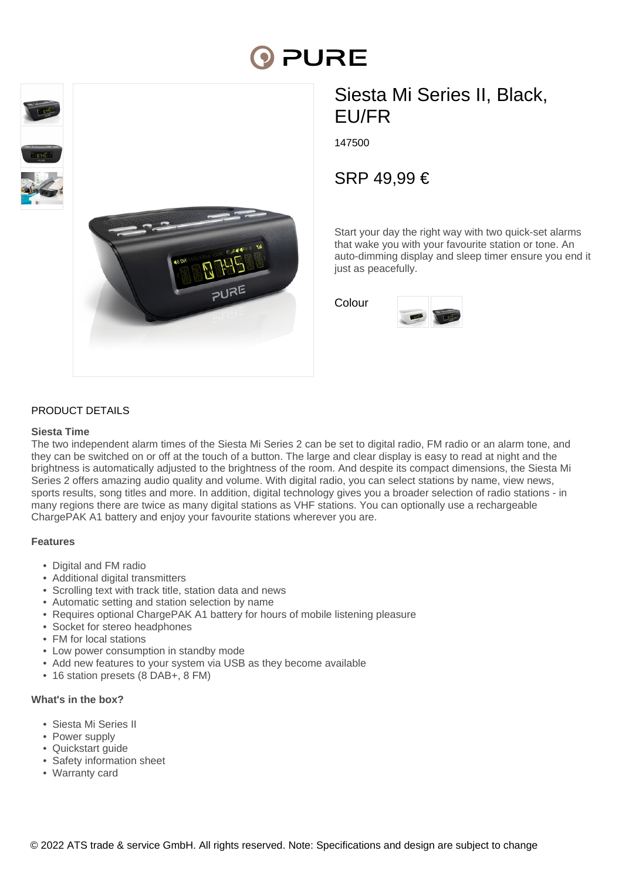# Siesta Mi Series II, Black, EU/FR

147500

## SRP 49,99 €

Start your day the right way with two quick-set alarms that wake you with your favourite station or tone. An auto-dimming display and sleep timer ensure you end it just as peacefully.

Colour

## PRODUCT DETAILS

### Siesta Time

The two independent alarm times of the Siesta Mi Series 2 can be set to digital radio, FM radio or an alarm tone, and they can be switched on or off at the touch of a button. The large and clear display is easy to read at night and the brightness is automatically adjusted to the brightness of the room. And despite its compact dimensions, the Siesta Mi Series 2 offers amazing audio quality and volume. With digital radio, you can select stations by name, view news, sports results, song titles and more. In addition, digital technology gives you a broader selection of radio stations - in many regions there are twice as many digital stations as VHF stations. You can optionally use a rechargeable ChargePAK A1 battery and enjoy your favourite stations wherever you are.

### Features

- Digital and FM radio
- Additional digital transmitters
- Scrolling text with track title, station data and news
- Automatic setting and station selection by name
- Requires optional ChargePAK A1 battery for hours of mobile listening pleasure
- Socket for stereo headphones
- FM for local stations
- Low power consumption in standby mode
- Add new features to your system via USB as they become available
- 16 station presets (8 DAB+, 8 FM)

### What's in the box?

- Siesta Mi Series II
- Power supply
- Quickstart guide
- Safety information sheet
- Warranty card

© 2022 ATS trade & service GmbH. All rights reserved. Note: Specifications and design are subject to change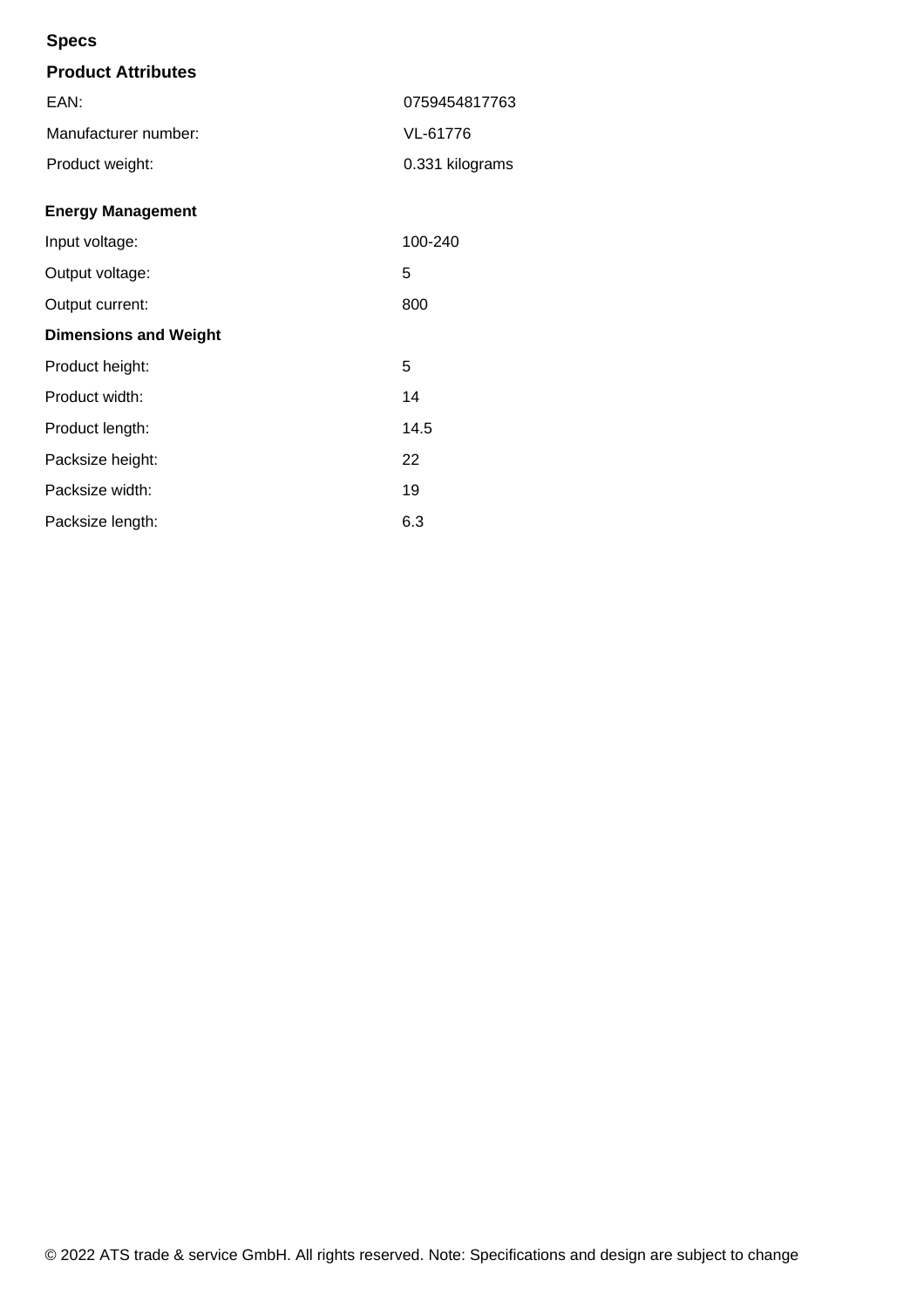## Specs

### Product Attributes

| | |
|---|---|
| EAN: | 0759454817763 |
| Manufacturer number: | VL-61776 |
| Product weight: | 0.331 kilograms |

### Energy Management

| | |
|---|---|
| Input voltage: | 100-240 |
| Output voltage: | 5 |
| Output current: | 800 |

### Dimensions and Weight

| | |
|---|---|
| Product height: | 5 |
| Product width: | 14 |
| Product length: | 14.5 |
| Packsize height: | 22 |
| Packsize width: | 19 |
| Packsize length: | 6.3 |

© 2022 ATS trade & service GmbH. All rights reserved. Note: Specifications and design are subject to change